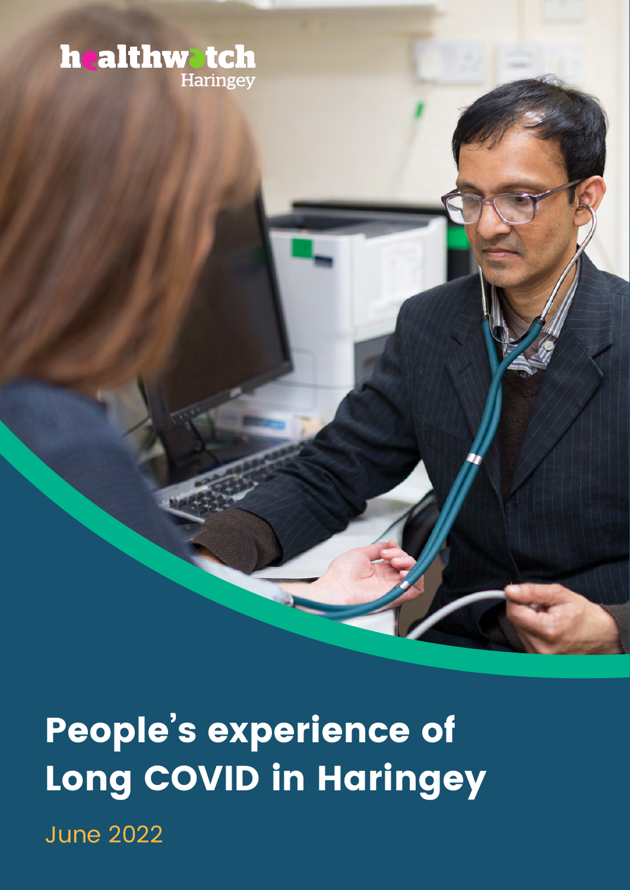healthwatch Haringey

# People's experience of Long COVID in Haringey

June 2022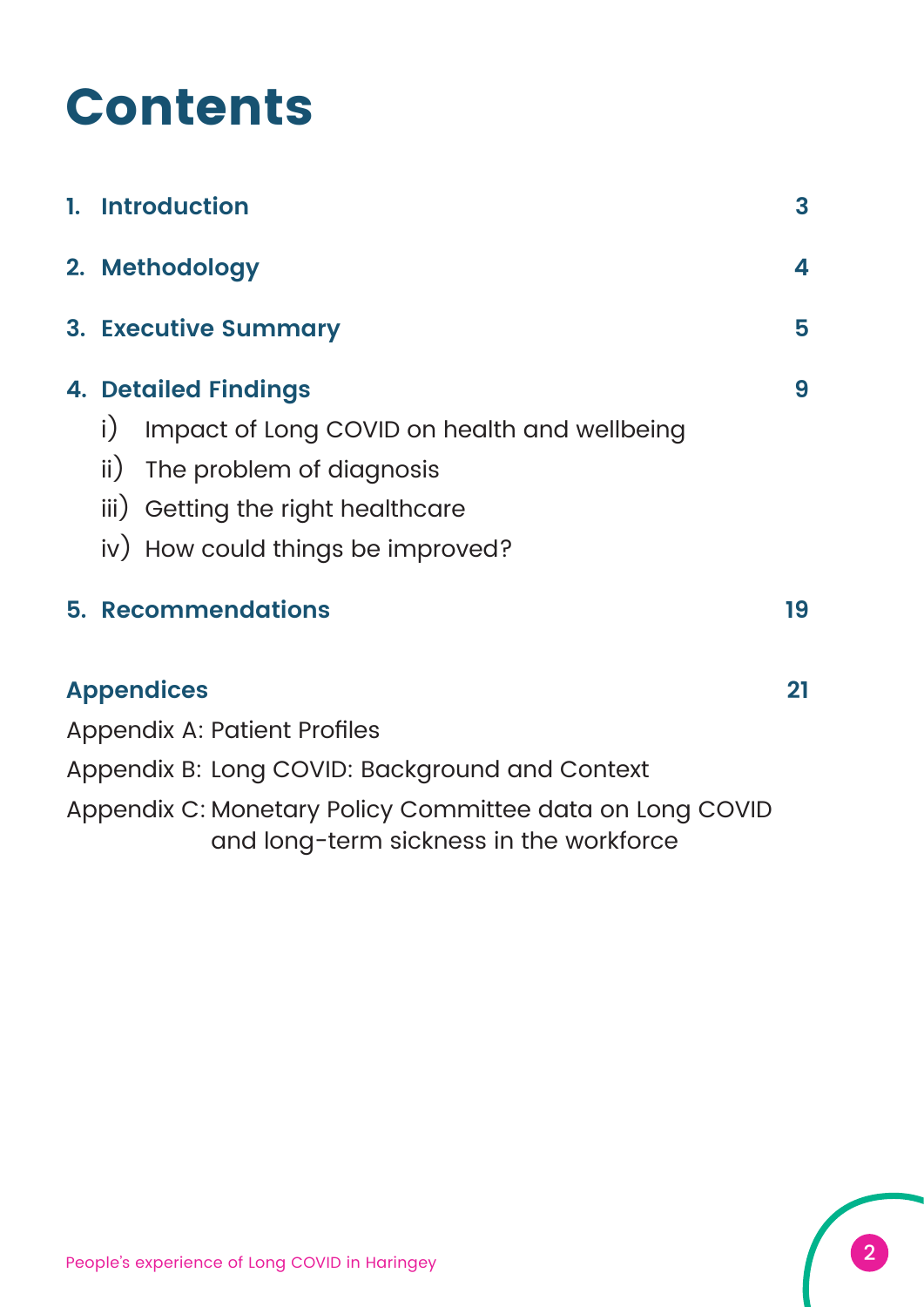# Contents

| | |
|---|---|
| **1. Introduction** | **3** |
| **2. Methodology** | **4** |
| **3. Executive Summary** | **5** |
| **4. Detailed Findings** | **9** |
| i) Impact of Long COVID on health and wellbeing | |
| ii) The problem of diagnosis | |
| iii) Getting the right healthcare | |
| iv) How could things be improved? | |
| **5. Recommendations** | **19** |
| **Appendices** | **21** |
| Appendix A: Patient Profiles | |
| Appendix B: Long COVID: Background and Context | |
| Appendix C: Monetary Policy Committee data on Long COVID and long-term sickness in the workforce | |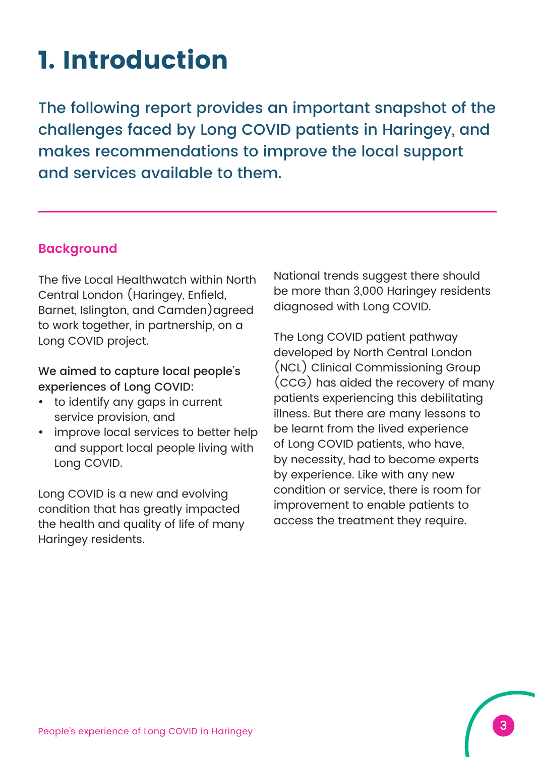# 1. Introduction

The following report provides an important snapshot of the challenges faced by Long COVID patients in Haringey, and makes recommendations to improve the local support and services available to them.

## Background

The five Local Healthwatch within North Central London (Haringey, Enfield, Barnet, Islington, and Camden)agreed to work together, in partnership, on a Long COVID project.

We aimed to capture local people's experiences of Long COVID:

- to identify any gaps in current service provision, and
- improve local services to better help and support local people living with Long COVID.

Long COVID is a new and evolving condition that has greatly impacted the health and quality of life of many Haringey residents.

National trends suggest there should be more than 3,000 Haringey residents diagnosed with Long COVID.

The Long COVID patient pathway developed by North Central London (NCL) Clinical Commissioning Group (CCG) has aided the recovery of many patients experiencing this debilitating illness. But there are many lessons to be learnt from the lived experience of Long COVID patients, who have, by necessity, had to become experts by experience. Like with any new condition or service, there is room for improvement to enable patients to access the treatment they require.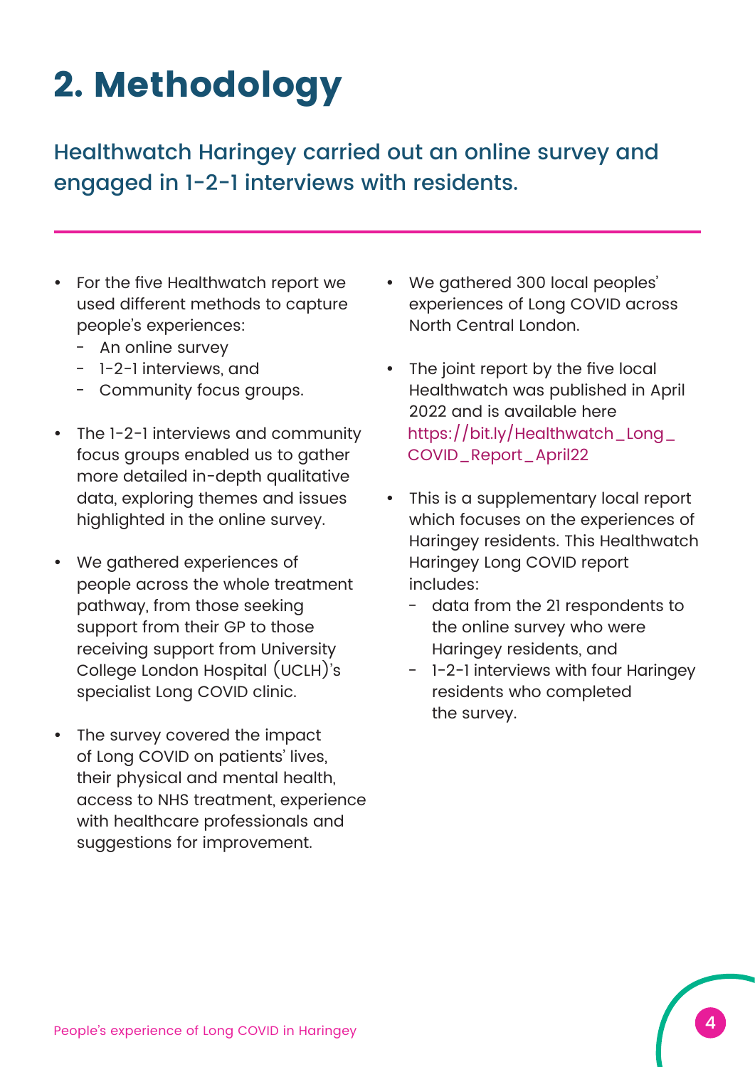# 2. Methodology

## Healthwatch Haringey carried out an online survey and engaged in 1-2-1 interviews with residents.

- For the five Healthwatch report we used different methods to capture people's experiences:
  - An online survey
  - 1-2-1 interviews, and
  - Community focus groups.
- The 1-2-1 interviews and community focus groups enabled us to gather more detailed in-depth qualitative data, exploring themes and issues highlighted in the online survey.
- We gathered experiences of people across the whole treatment pathway, from those seeking support from their GP to those receiving support from University College London Hospital (UCLH)'s specialist Long COVID clinic.
- The survey covered the impact of Long COVID on patients' lives, their physical and mental health, access to NHS treatment, experience with healthcare professionals and suggestions for improvement.
- We gathered 300 local peoples' experiences of Long COVID across North Central London.
- The joint report by the five local Healthwatch was published in April 2022 and is available here https://bit.ly/Healthwatch_Long_COVID_Report_April22
- This is a supplementary local report which focuses on the experiences of Haringey residents. This Healthwatch Haringey Long COVID report includes:
  - data from the 21 respondents to the online survey who were Haringey residents, and
  - 1-2-1 interviews with four Haringey residents who completed the survey.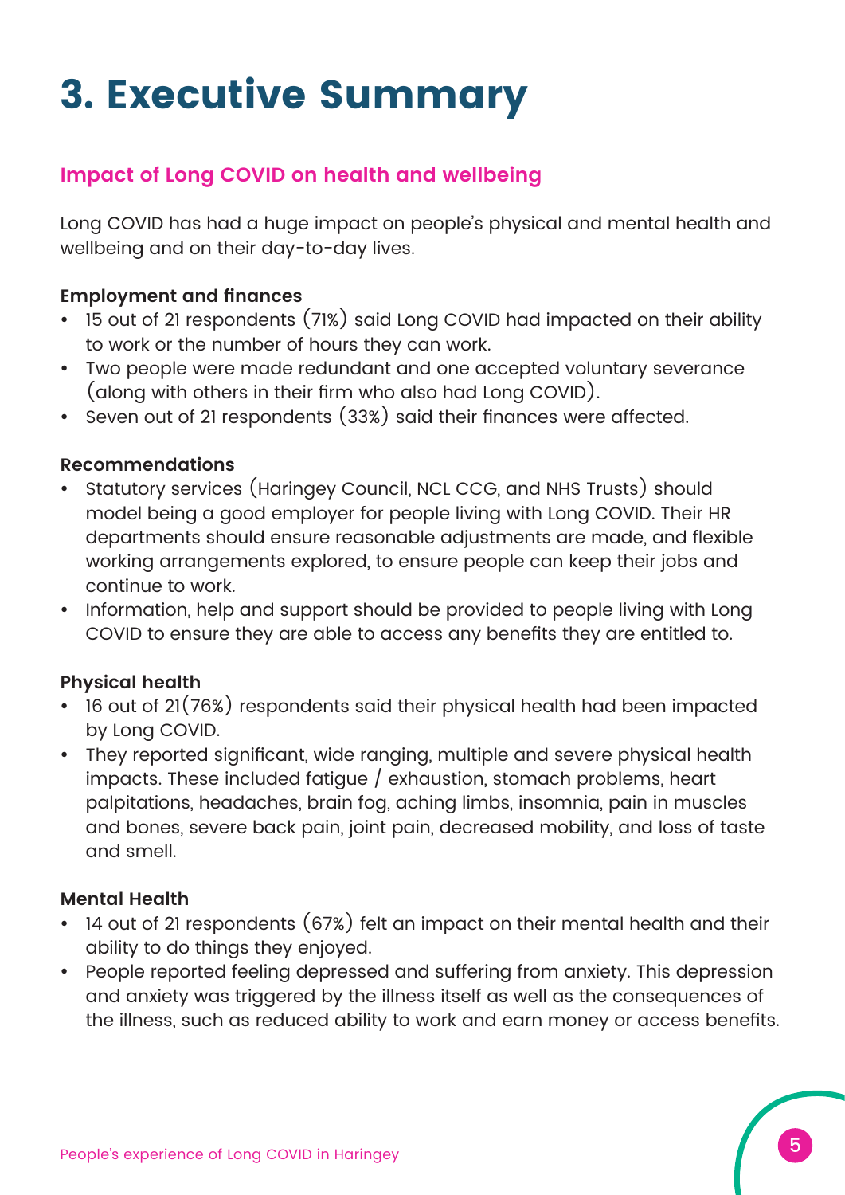# 3. Executive Summary

## Impact of Long COVID on health and wellbeing

Long COVID has had a huge impact on people's physical and mental health and wellbeing and on their day-to-day lives.

**Employment and finances**

- 15 out of 21 respondents (71%) said Long COVID had impacted on their ability to work or the number of hours they can work.
- Two people were made redundant and one accepted voluntary severance (along with others in their firm who also had Long COVID).
- Seven out of 21 respondents (33%) said their finances were affected.

**Recommendations**

- Statutory services (Haringey Council, NCL CCG, and NHS Trusts) should model being a good employer for people living with Long COVID. Their HR departments should ensure reasonable adjustments are made, and flexible working arrangements explored, to ensure people can keep their jobs and continue to work.
- Information, help and support should be provided to people living with Long COVID to ensure they are able to access any benefits they are entitled to.

**Physical health**

- 16 out of 21(76%) respondents said their physical health had been impacted by Long COVID.
- They reported significant, wide ranging, multiple and severe physical health impacts. These included fatigue / exhaustion, stomach problems, heart palpitations, headaches, brain fog, aching limbs, insomnia, pain in muscles and bones, severe back pain, joint pain, decreased mobility, and loss of taste and smell.

**Mental Health**

- 14 out of 21 respondents (67%) felt an impact on their mental health and their ability to do things they enjoyed.
- People reported feeling depressed and suffering from anxiety. This depression and anxiety was triggered by the illness itself as well as the consequences of the illness, such as reduced ability to work and earn money or access benefits.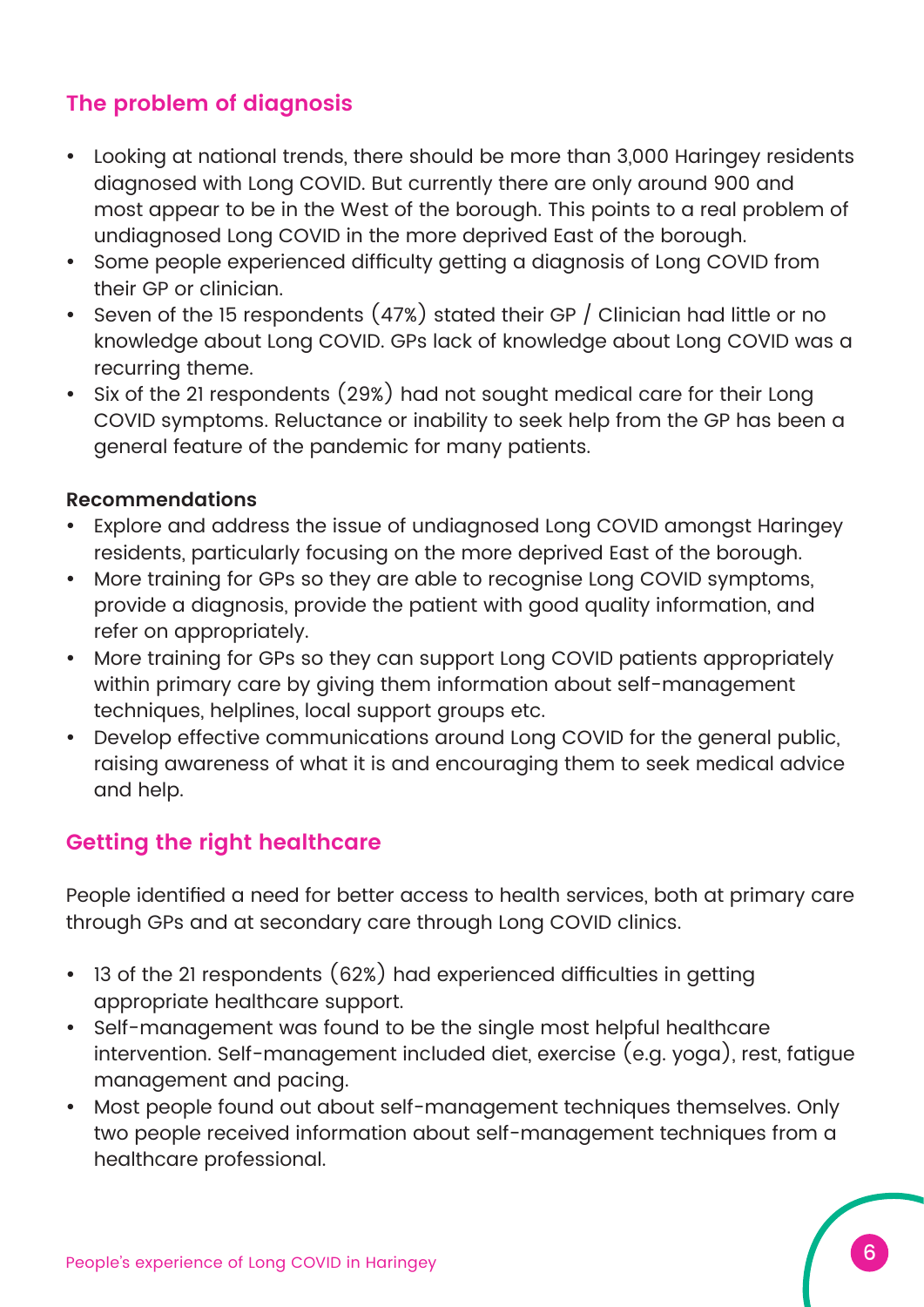## The problem of diagnosis

- Looking at national trends, there should be more than 3,000 Haringey residents diagnosed with Long COVID. But currently there are only around 900 and most appear to be in the West of the borough. This points to a real problem of undiagnosed Long COVID in the more deprived East of the borough.
- Some people experienced difficulty getting a diagnosis of Long COVID from their GP or clinician.
- Seven of the 15 respondents (47%) stated their GP / Clinician had little or no knowledge about Long COVID. GPs lack of knowledge about Long COVID was a recurring theme.
- Six of the 21 respondents (29%) had not sought medical care for their Long COVID symptoms. Reluctance or inability to seek help from the GP has been a general feature of the pandemic for many patients.

**Recommendations**

- Explore and address the issue of undiagnosed Long COVID amongst Haringey residents, particularly focusing on the more deprived East of the borough.
- More training for GPs so they are able to recognise Long COVID symptoms, provide a diagnosis, provide the patient with good quality information, and refer on appropriately.
- More training for GPs so they can support Long COVID patients appropriately within primary care by giving them information about self-management techniques, helplines, local support groups etc.
- Develop effective communications around Long COVID for the general public, raising awareness of what it is and encouraging them to seek medical advice and help.

## Getting the right healthcare

People identified a need for better access to health services, both at primary care through GPs and at secondary care through Long COVID clinics.

- 13 of the 21 respondents (62%) had experienced difficulties in getting appropriate healthcare support.
- Self-management was found to be the single most helpful healthcare intervention. Self-management included diet, exercise (e.g. yoga), rest, fatigue management and pacing.
- Most people found out about self-management techniques themselves. Only two people received information about self-management techniques from a healthcare professional.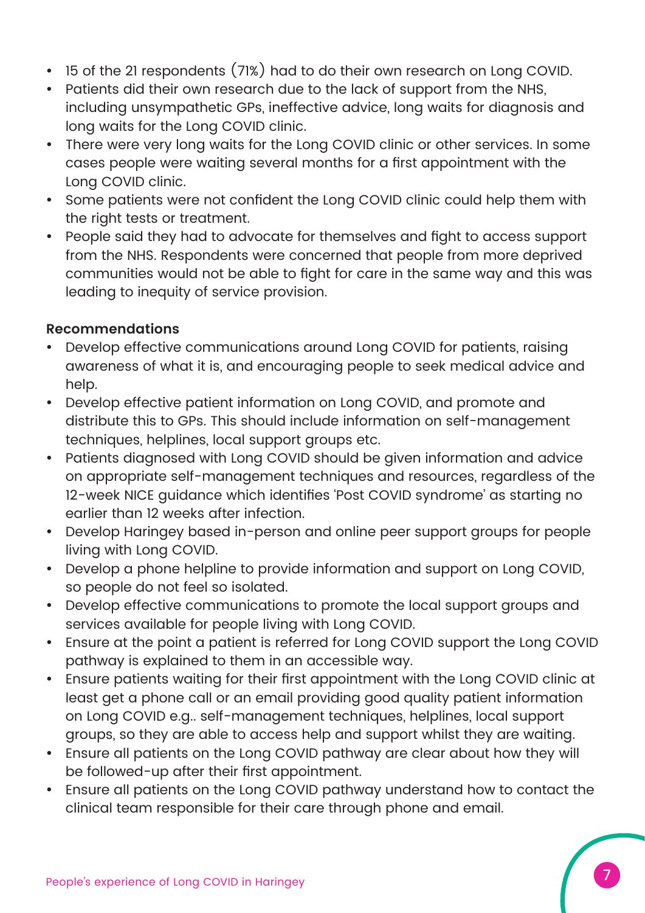- 15 of the 21 respondents (71%) had to do their own research on Long COVID.
- Patients did their own research due to the lack of support from the NHS, including unsympathetic GPs, ineffective advice, long waits for diagnosis and long waits for the Long COVID clinic.
- There were very long waits for the Long COVID clinic or other services. In some cases people were waiting several months for a first appointment with the Long COVID clinic.
- Some patients were not confident the Long COVID clinic could help them with the right tests or treatment.
- People said they had to advocate for themselves and fight to access support from the NHS. Respondents were concerned that people from more deprived communities would not be able to fight for care in the same way and this was leading to inequity of service provision.

**Recommendations**

- Develop effective communications around Long COVID for patients, raising awareness of what it is, and encouraging people to seek medical advice and help.
- Develop effective patient information on Long COVID, and promote and distribute this to GPs. This should include information on self-management techniques, helplines, local support groups etc.
- Patients diagnosed with Long COVID should be given information and advice on appropriate self-management techniques and resources, regardless of the 12-week NICE guidance which identifies 'Post COVID syndrome' as starting no earlier than 12 weeks after infection.
- Develop Haringey based in-person and online peer support groups for people living with Long COVID.
- Develop a phone helpline to provide information and support on Long COVID, so people do not feel so isolated.
- Develop effective communications to promote the local support groups and services available for people living with Long COVID.
- Ensure at the point a patient is referred for Long COVID support the Long COVID pathway is explained to them in an accessible way.
- Ensure patients waiting for their first appointment with the Long COVID clinic at least get a phone call or an email providing good quality patient information on Long COVID e.g.. self-management techniques, helplines, local support groups, so they are able to access help and support whilst they are waiting.
- Ensure all patients on the Long COVID pathway are clear about how they will be followed-up after their first appointment.
- Ensure all patients on the Long COVID pathway understand how to contact the clinical team responsible for their care through phone and email.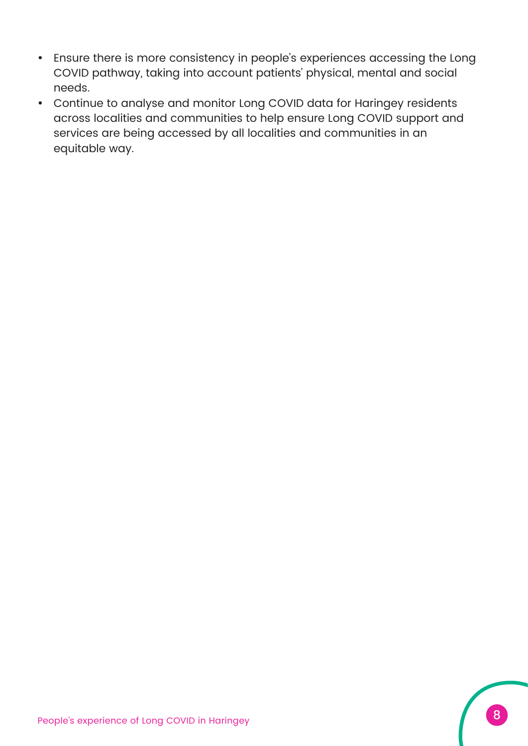- Ensure there is more consistency in people's experiences accessing the Long COVID pathway, taking into account patients' physical, mental and social needs.
- Continue to analyse and monitor Long COVID data for Haringey residents across localities and communities to help ensure Long COVID support and services are being accessed by all localities and communities in an equitable way.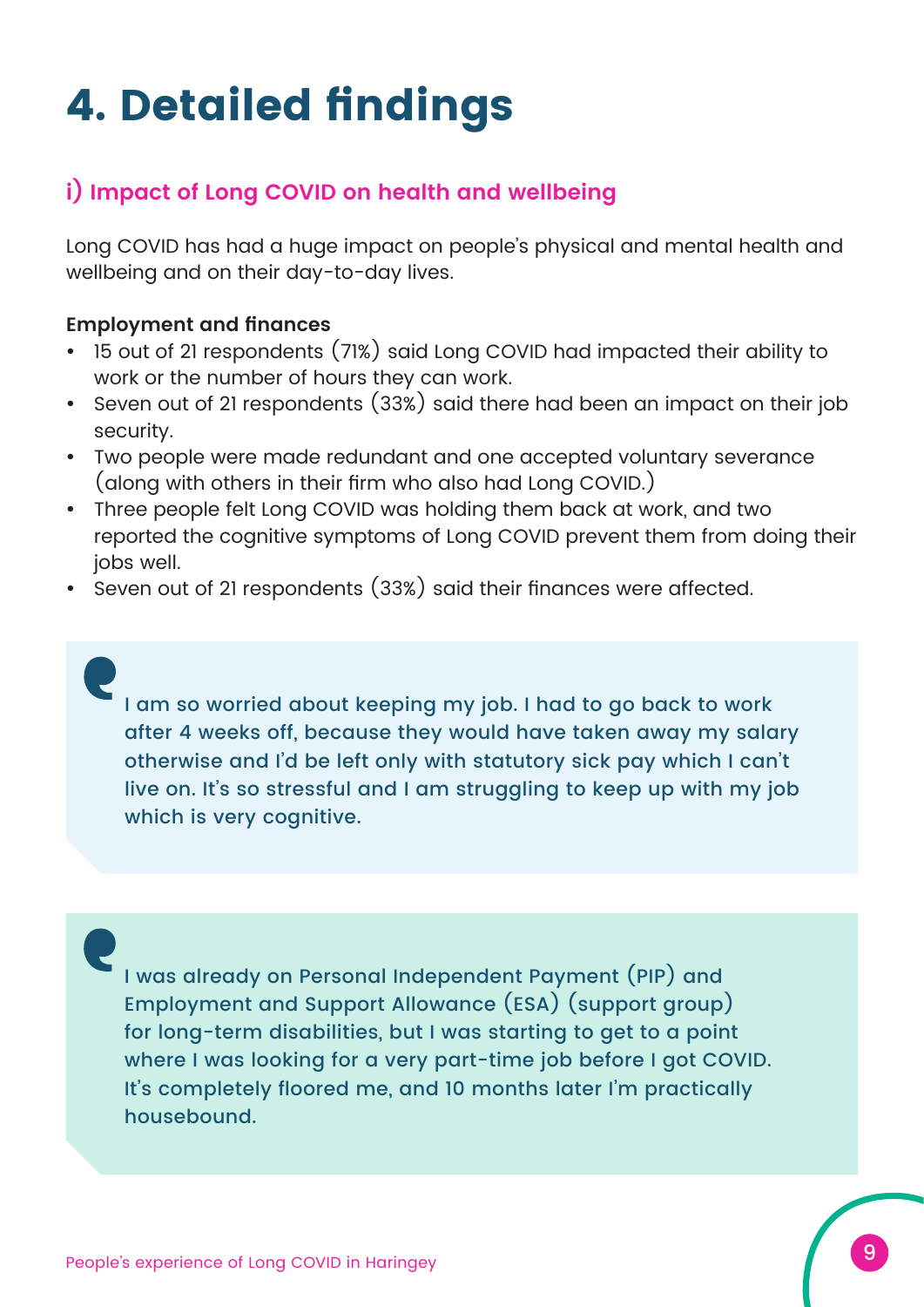# 4. Detailed findings

## i) Impact of Long COVID on health and wellbeing

Long COVID has had a huge impact on people's physical and mental health and wellbeing and on their day-to-day lives.

**Employment and finances**

- 15 out of 21 respondents (71%) said Long COVID had impacted their ability to work or the number of hours they can work.
- Seven out of 21 respondents (33%) said there had been an impact on their job security.
- Two people were made redundant and one accepted voluntary severance (along with others in their firm who also had Long COVID.)
- Three people felt Long COVID was holding them back at work, and two reported the cognitive symptoms of Long COVID prevent them from doing their jobs well.
- Seven out of 21 respondents (33%) said their finances were affected.

> I am so worried about keeping my job. I had to go back to work after 4 weeks off, because they would have taken away my salary otherwise and I'd be left only with statutory sick pay which I can't live on. It's so stressful and I am struggling to keep up with my job which is very cognitive.

> I was already on Personal Independent Payment (PIP) and Employment and Support Allowance (ESA) (support group) for long-term disabilities, but I was starting to get to a point where I was looking for a very part-time job before I got COVID. It's completely floored me, and 10 months later I'm practically housebound.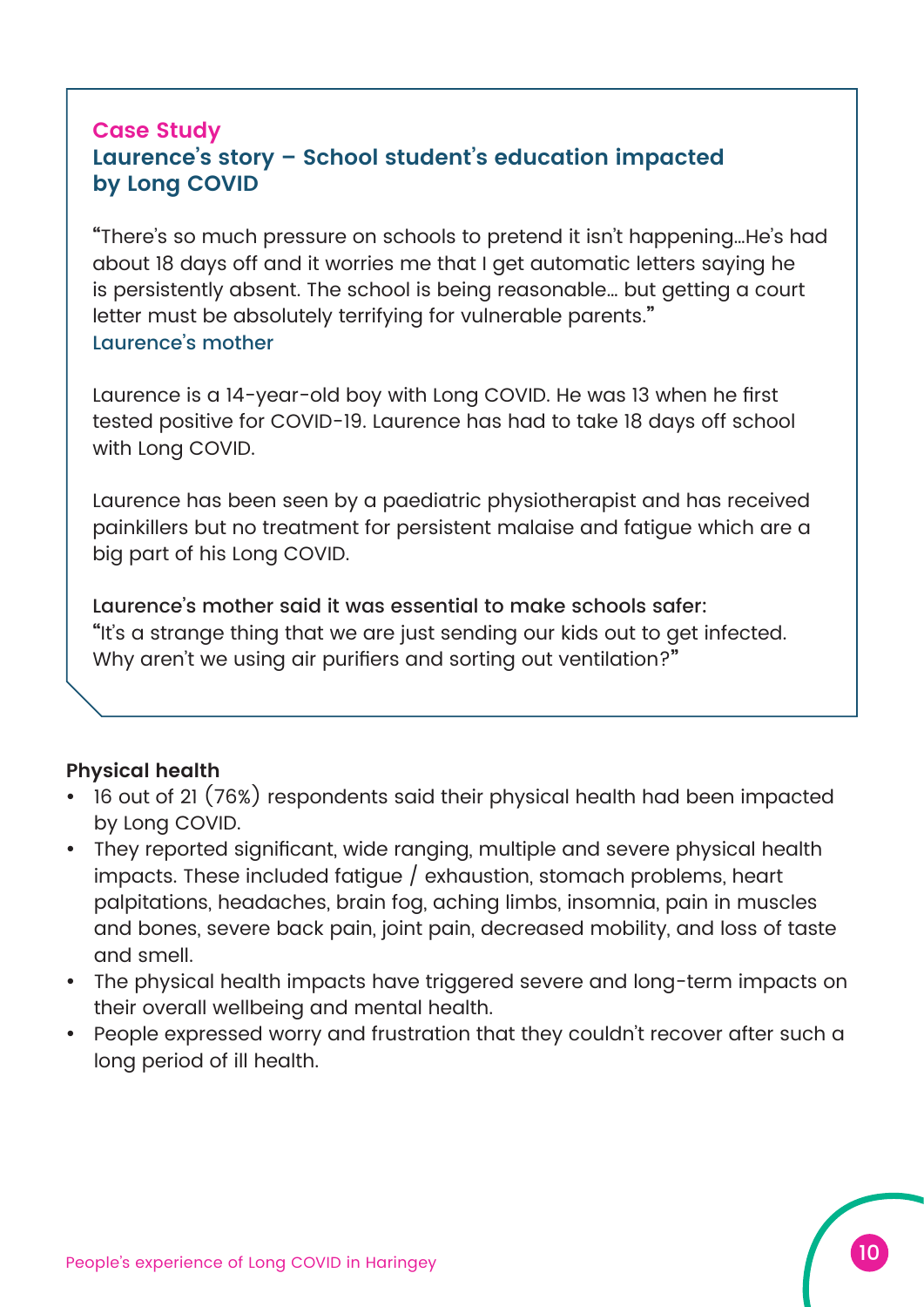### Case Study

### Laurence's story – School student's education impacted by Long COVID

"There's so much pressure on schools to pretend it isn't happening…He's had about 18 days off and it worries me that I get automatic letters saying he is persistently absent. The school is being reasonable… but getting a court letter must be absolutely terrifying for vulnerable parents."
Laurence's mother

Laurence is a 14-year-old boy with Long COVID. He was 13 when he first tested positive for COVID-19. Laurence has had to take 18 days off school with Long COVID.

Laurence has been seen by a paediatric physiotherapist and has received painkillers but no treatment for persistent malaise and fatigue which are a big part of his Long COVID.

Laurence's mother said it was essential to make schools safer:
"It's a strange thing that we are just sending our kids out to get infected. Why aren't we using air purifiers and sorting out ventilation?"

**Physical health**

- 16 out of 21 (76%) respondents said their physical health had been impacted by Long COVID.
- They reported significant, wide ranging, multiple and severe physical health impacts. These included fatigue / exhaustion, stomach problems, heart palpitations, headaches, brain fog, aching limbs, insomnia, pain in muscles and bones, severe back pain, joint pain, decreased mobility, and loss of taste and smell.
- The physical health impacts have triggered severe and long-term impacts on their overall wellbeing and mental health.
- People expressed worry and frustration that they couldn't recover after such a long period of ill health.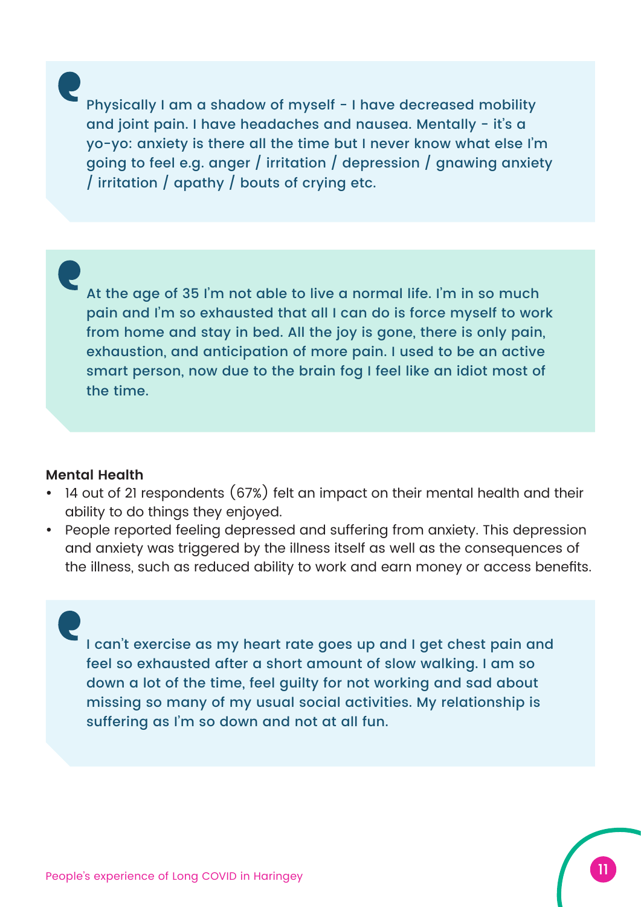> Physically I am a shadow of myself - I have decreased mobility and joint pain. I have headaches and nausea. Mentally - it's a yo-yo: anxiety is there all the time but I never know what else I'm going to feel e.g. anger / irritation / depression / gnawing anxiety / irritation / apathy / bouts of crying etc.

> At the age of 35 I'm not able to live a normal life. I'm in so much pain and I'm so exhausted that all I can do is force myself to work from home and stay in bed. All the joy is gone, there is only pain, exhaustion, and anticipation of more pain. I used to be an active smart person, now due to the brain fog I feel like an idiot most of the time.

**Mental Health**

- 14 out of 21 respondents (67%) felt an impact on their mental health and their ability to do things they enjoyed.
- People reported feeling depressed and suffering from anxiety. This depression and anxiety was triggered by the illness itself as well as the consequences of the illness, such as reduced ability to work and earn money or access benefits.

> I can't exercise as my heart rate goes up and I get chest pain and feel so exhausted after a short amount of slow walking. I am so down a lot of the time, feel guilty for not working and sad about missing so many of my usual social activities. My relationship is suffering as I'm so down and not at all fun.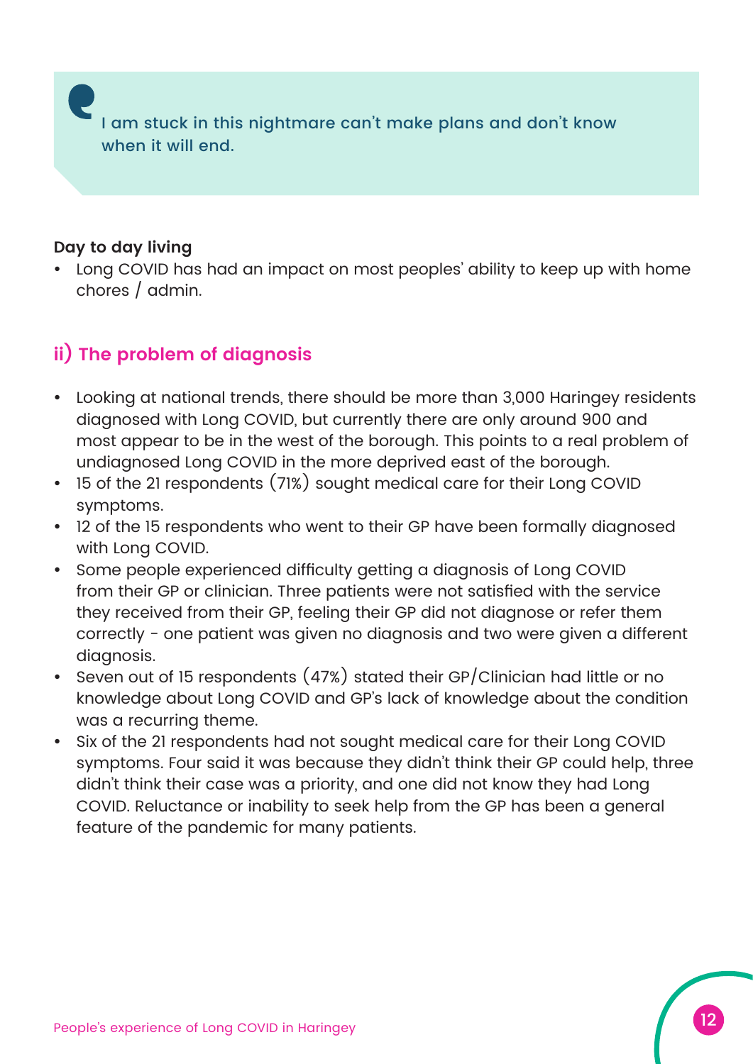> I am stuck in this nightmare can't make plans and don't know when it will end.

**Day to day living**

- Long COVID has had an impact on most peoples' ability to keep up with home chores / admin.

## ii) The problem of diagnosis

- Looking at national trends, there should be more than 3,000 Haringey residents diagnosed with Long COVID, but currently there are only around 900 and most appear to be in the west of the borough. This points to a real problem of undiagnosed Long COVID in the more deprived east of the borough.
- 15 of the 21 respondents (71%) sought medical care for their Long COVID symptoms.
- 12 of the 15 respondents who went to their GP have been formally diagnosed with Long COVID.
- Some people experienced difficulty getting a diagnosis of Long COVID from their GP or clinician. Three patients were not satisfied with the service they received from their GP, feeling their GP did not diagnose or refer them correctly - one patient was given no diagnosis and two were given a different diagnosis.
- Seven out of 15 respondents (47%) stated their GP/Clinician had little or no knowledge about Long COVID and GP's lack of knowledge about the condition was a recurring theme.
- Six of the 21 respondents had not sought medical care for their Long COVID symptoms. Four said it was because they didn't think their GP could help, three didn't think their case was a priority, and one did not know they had Long COVID. Reluctance or inability to seek help from the GP has been a general feature of the pandemic for many patients.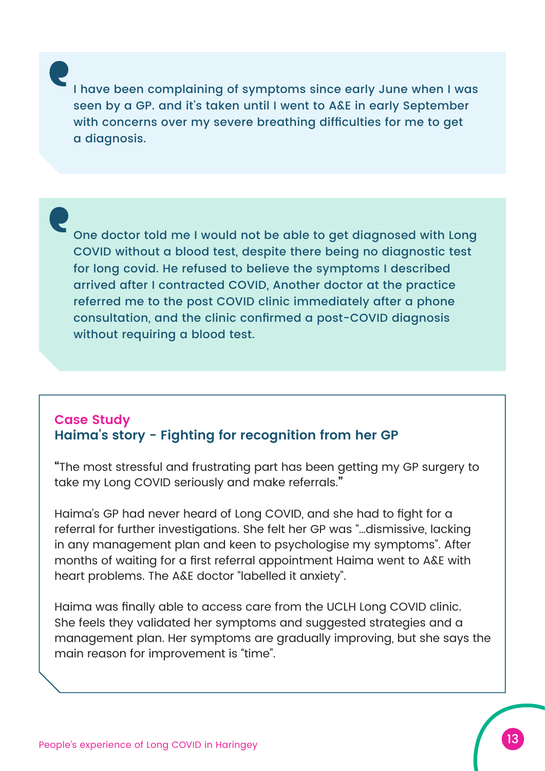> I have been complaining of symptoms since early June when I was seen by a GP. and it's taken until I went to A&E in early September with concerns over my severe breathing difficulties for me to get a diagnosis.

> One doctor told me I would not be able to get diagnosed with Long COVID without a blood test, despite there being no diagnostic test for long covid. He refused to believe the symptoms I described arrived after I contracted COVID, Another doctor at the practice referred me to the post COVID clinic immediately after a phone consultation, and the clinic confirmed a post-COVID diagnosis without requiring a blood test.

**Case Study**

### Haima's story - Fighting for recognition from her GP

"The most stressful and frustrating part has been getting my GP surgery to take my Long COVID seriously and make referrals."

Haima's GP had never heard of Long COVID, and she had to fight for a referral for further investigations. She felt her GP was "...dismissive, lacking in any management plan and keen to psychologise my symptoms". After months of waiting for a first referral appointment Haima went to A&E with heart problems. The A&E doctor "labelled it anxiety".

Haima was finally able to access care from the UCLH Long COVID clinic. She feels they validated her symptoms and suggested strategies and a management plan. Her symptoms are gradually improving, but she says the main reason for improvement is "time".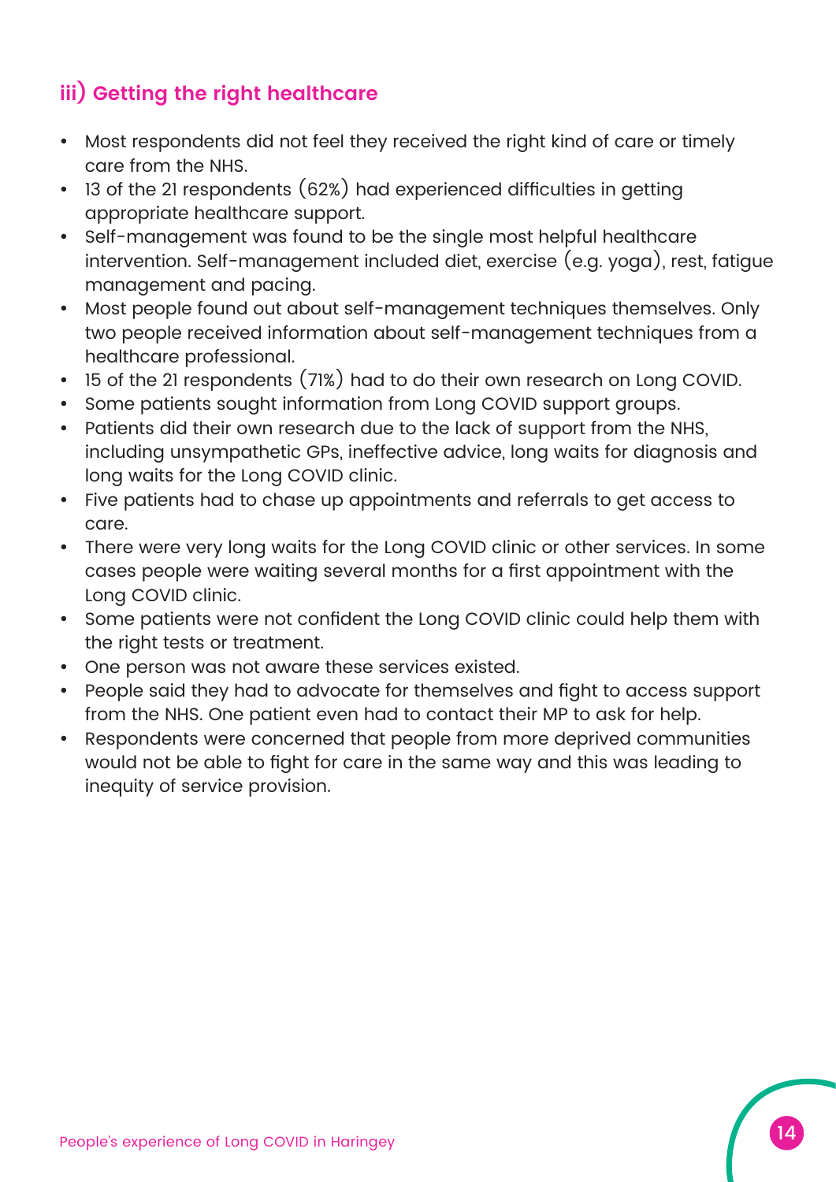### iii) Getting the right healthcare

- Most respondents did not feel they received the right kind of care or timely care from the NHS.
- 13 of the 21 respondents (62%) had experienced difficulties in getting appropriate healthcare support.
- Self-management was found to be the single most helpful healthcare intervention. Self-management included diet, exercise (e.g. yoga), rest, fatigue management and pacing.
- Most people found out about self-management techniques themselves. Only two people received information about self-management techniques from a healthcare professional.
- 15 of the 21 respondents (71%) had to do their own research on Long COVID.
- Some patients sought information from Long COVID support groups.
- Patients did their own research due to the lack of support from the NHS, including unsympathetic GPs, ineffective advice, long waits for diagnosis and long waits for the Long COVID clinic.
- Five patients had to chase up appointments and referrals to get access to care.
- There were very long waits for the Long COVID clinic or other services. In some cases people were waiting several months for a first appointment with the Long COVID clinic.
- Some patients were not confident the Long COVID clinic could help them with the right tests or treatment.
- One person was not aware these services existed.
- People said they had to advocate for themselves and fight to access support from the NHS. One patient even had to contact their MP to ask for help.
- Respondents were concerned that people from more deprived communities would not be able to fight for care in the same way and this was leading to inequity of service provision.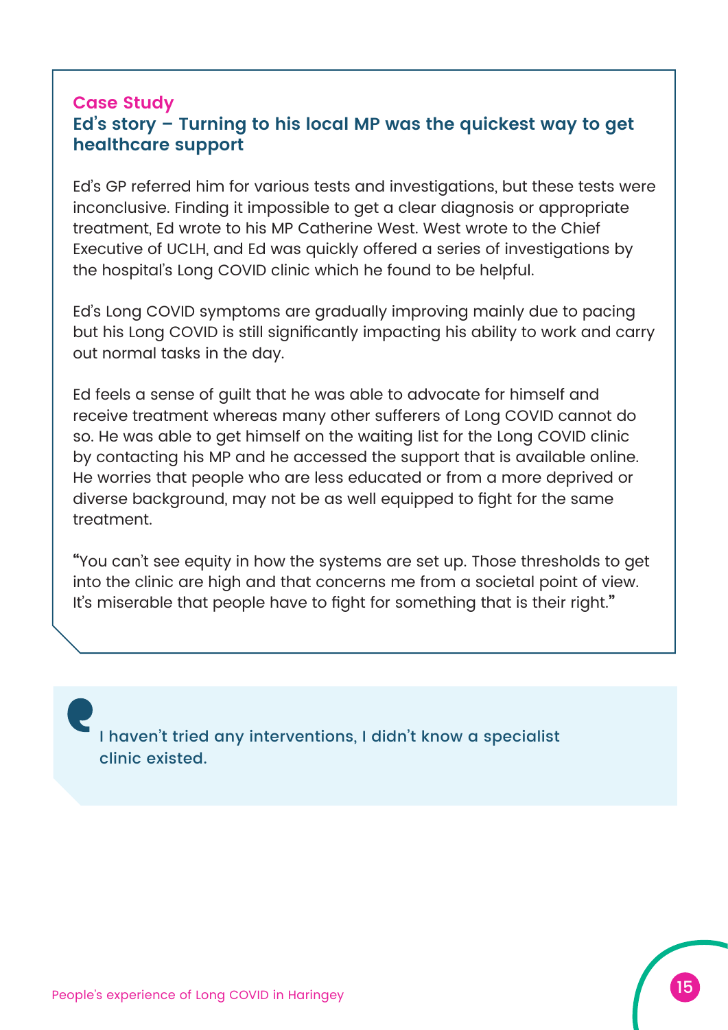**Case Study**

### Ed's story – Turning to his local MP was the quickest way to get healthcare support

Ed's GP referred him for various tests and investigations, but these tests were inconclusive. Finding it impossible to get a clear diagnosis or appropriate treatment, Ed wrote to his MP Catherine West. West wrote to the Chief Executive of UCLH, and Ed was quickly offered a series of investigations by the hospital's Long COVID clinic which he found to be helpful.

Ed's Long COVID symptoms are gradually improving mainly due to pacing but his Long COVID is still significantly impacting his ability to work and carry out normal tasks in the day.

Ed feels a sense of guilt that he was able to advocate for himself and receive treatment whereas many other sufferers of Long COVID cannot do so. He was able to get himself on the waiting list for the Long COVID clinic by contacting his MP and he accessed the support that is available online. He worries that people who are less educated or from a more deprived or diverse background, may not be as well equipped to fight for the same treatment.

"You can't see equity in how the systems are set up. Those thresholds to get into the clinic are high and that concerns me from a societal point of view. It's miserable that people have to fight for something that is their right."

> I haven't tried any interventions, I didn't know a specialist clinic existed.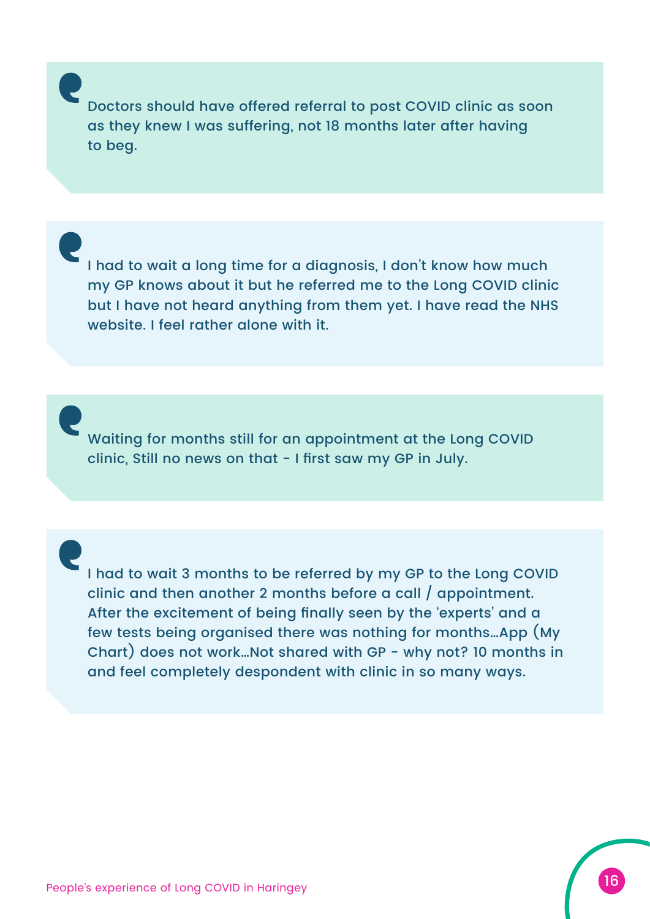> Doctors should have offered referral to post COVID clinic as soon as they knew I was suffering, not 18 months later after having to beg.

> I had to wait a long time for a diagnosis, I don't know how much my GP knows about it but he referred me to the Long COVID clinic but I have not heard anything from them yet. I have read the NHS website. I feel rather alone with it.

> Waiting for months still for an appointment at the Long COVID clinic, Still no news on that - I first saw my GP in July.

> I had to wait 3 months to be referred by my GP to the Long COVID clinic and then another 2 months before a call / appointment. After the excitement of being finally seen by the 'experts' and a few tests being organised there was nothing for months…App (My Chart) does not work…Not shared with GP - why not? 10 months in and feel completely despondent with clinic in so many ways.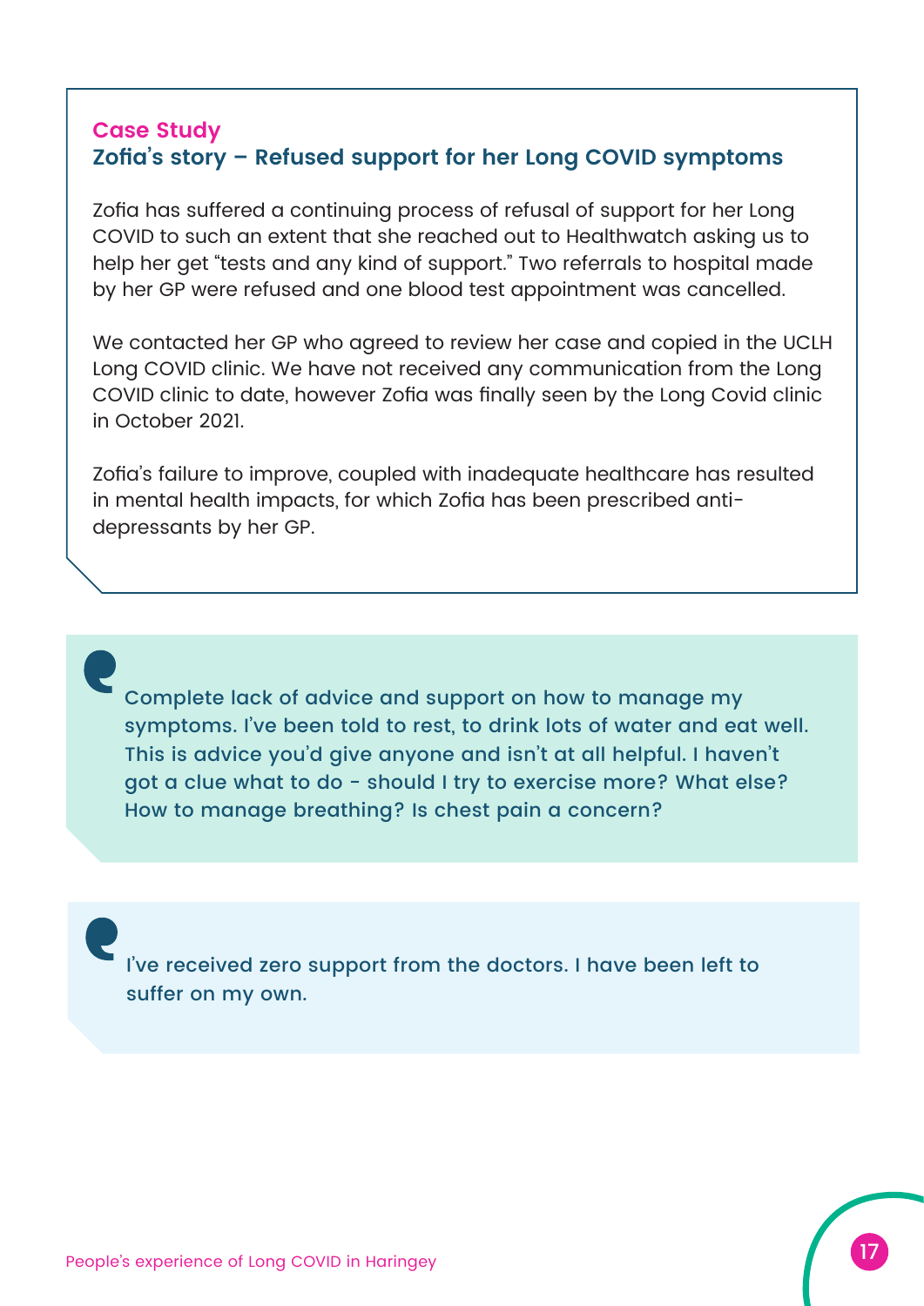### Case Study

### Zofia's story – Refused support for her Long COVID symptoms

Zofia has suffered a continuing process of refusal of support for her Long COVID to such an extent that she reached out to Healthwatch asking us to help her get "tests and any kind of support." Two referrals to hospital made by her GP were refused and one blood test appointment was cancelled.

We contacted her GP who agreed to review her case and copied in the UCLH Long COVID clinic. We have not received any communication from the Long COVID clinic to date, however Zofia was finally seen by the Long Covid clinic in October 2021.

Zofia's failure to improve, coupled with inadequate healthcare has resulted in mental health impacts, for which Zofia has been prescribed anti-depressants by her GP.

> Complete lack of advice and support on how to manage my symptoms. I've been told to rest, to drink lots of water and eat well. This is advice you'd give anyone and isn't at all helpful. I haven't got a clue what to do - should I try to exercise more? What else? How to manage breathing? Is chest pain a concern?

> I've received zero support from the doctors. I have been left to suffer on my own.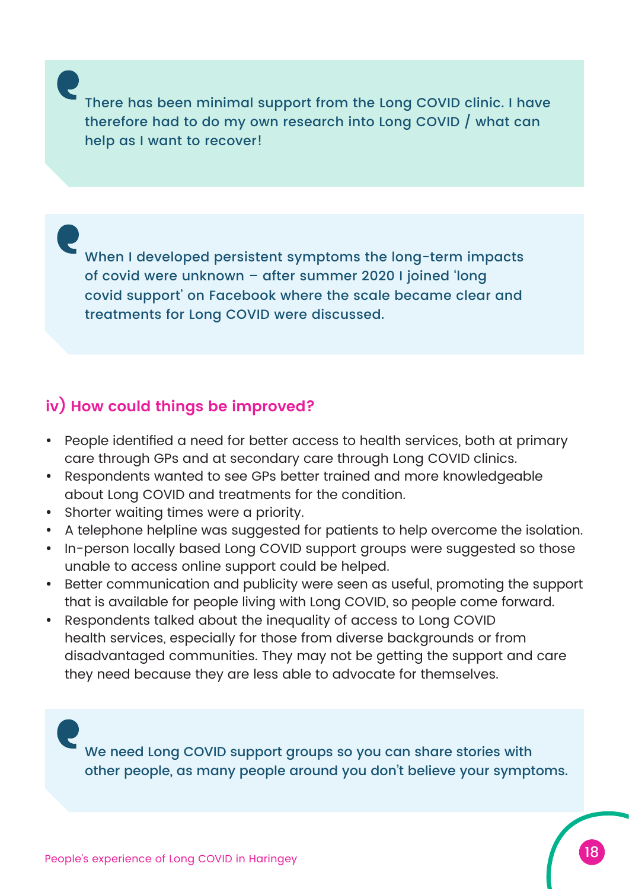> There has been minimal support from the Long COVID clinic. I have therefore had to do my own research into Long COVID / what can help as I want to recover!

> When I developed persistent symptoms the long-term impacts of covid were unknown – after summer 2020 I joined 'long covid support' on Facebook where the scale became clear and treatments for Long COVID were discussed.

### iv) How could things be improved?

- People identified a need for better access to health services, both at primary care through GPs and at secondary care through Long COVID clinics.
- Respondents wanted to see GPs better trained and more knowledgeable about Long COVID and treatments for the condition.
- Shorter waiting times were a priority.
- A telephone helpline was suggested for patients to help overcome the isolation.
- In-person locally based Long COVID support groups were suggested so those unable to access online support could be helped.
- Better communication and publicity were seen as useful, promoting the support that is available for people living with Long COVID, so people come forward.
- Respondents talked about the inequality of access to Long COVID health services, especially for those from diverse backgrounds or from disadvantaged communities. They may not be getting the support and care they need because they are less able to advocate for themselves.

> We need Long COVID support groups so you can share stories with other people, as many people around you don't believe your symptoms.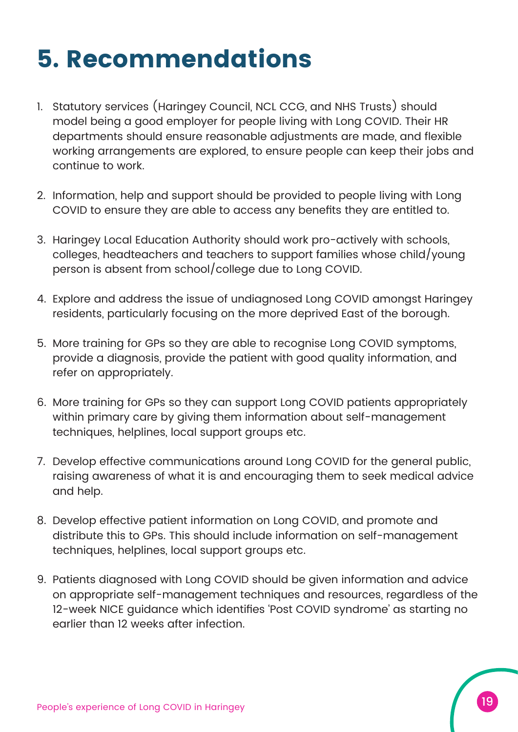# 5. Recommendations

1. Statutory services (Haringey Council, NCL CCG, and NHS Trusts) should model being a good employer for people living with Long COVID. Their HR departments should ensure reasonable adjustments are made, and flexible working arrangements are explored, to ensure people can keep their jobs and continue to work.

2. Information, help and support should be provided to people living with Long COVID to ensure they are able to access any benefits they are entitled to.

3. Haringey Local Education Authority should work pro-actively with schools, colleges, headteachers and teachers to support families whose child/young person is absent from school/college due to Long COVID.

4. Explore and address the issue of undiagnosed Long COVID amongst Haringey residents, particularly focusing on the more deprived East of the borough.

5. More training for GPs so they are able to recognise Long COVID symptoms, provide a diagnosis, provide the patient with good quality information, and refer on appropriately.

6. More training for GPs so they can support Long COVID patients appropriately within primary care by giving them information about self-management techniques, helplines, local support groups etc.

7. Develop effective communications around Long COVID for the general public, raising awareness of what it is and encouraging them to seek medical advice and help.

8. Develop effective patient information on Long COVID, and promote and distribute this to GPs. This should include information on self-management techniques, helplines, local support groups etc.

9. Patients diagnosed with Long COVID should be given information and advice on appropriate self-management techniques and resources, regardless of the 12-week NICE guidance which identifies 'Post COVID syndrome' as starting no earlier than 12 weeks after infection.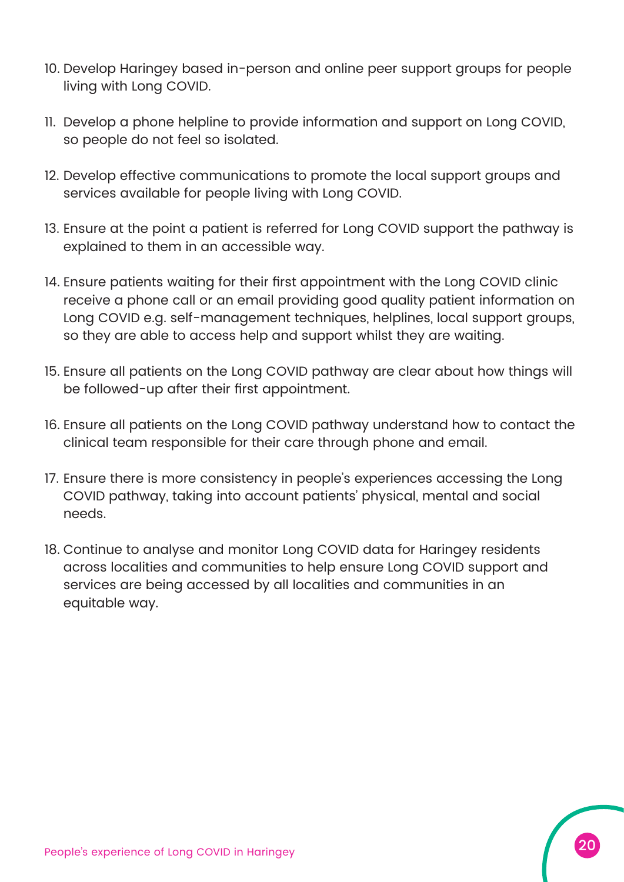10. Develop Haringey based in-person and online peer support groups for people living with Long COVID.
11. Develop a phone helpline to provide information and support on Long COVID, so people do not feel so isolated.
12. Develop effective communications to promote the local support groups and services available for people living with Long COVID.
13. Ensure at the point a patient is referred for Long COVID support the pathway is explained to them in an accessible way.
14. Ensure patients waiting for their first appointment with the Long COVID clinic receive a phone call or an email providing good quality patient information on Long COVID e.g. self-management techniques, helplines, local support groups, so they are able to access help and support whilst they are waiting.
15. Ensure all patients on the Long COVID pathway are clear about how things will be followed-up after their first appointment.
16. Ensure all patients on the Long COVID pathway understand how to contact the clinical team responsible for their care through phone and email.
17. Ensure there is more consistency in people's experiences accessing the Long COVID pathway, taking into account patients' physical, mental and social needs.
18. Continue to analyse and monitor Long COVID data for Haringey residents across localities and communities to help ensure Long COVID support and services are being accessed by all localities and communities in an equitable way.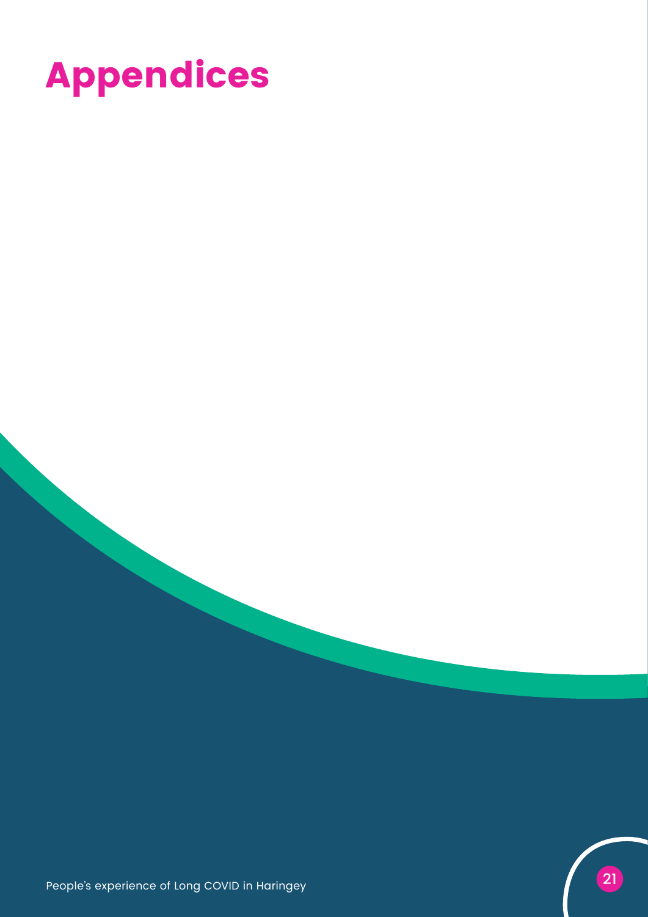# Appendices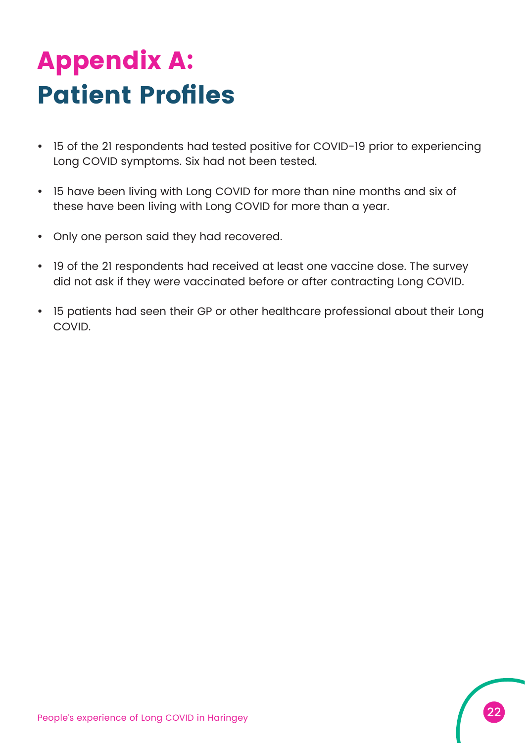# Appendix A: Patient Profiles

- 15 of the 21 respondents had tested positive for COVID-19 prior to experiencing Long COVID symptoms. Six had not been tested.
- 15 have been living with Long COVID for more than nine months and six of these have been living with Long COVID for more than a year.
- Only one person said they had recovered.
- 19 of the 21 respondents had received at least one vaccine dose. The survey did not ask if they were vaccinated before or after contracting Long COVID.
- 15 patients had seen their GP or other healthcare professional about their Long COVID.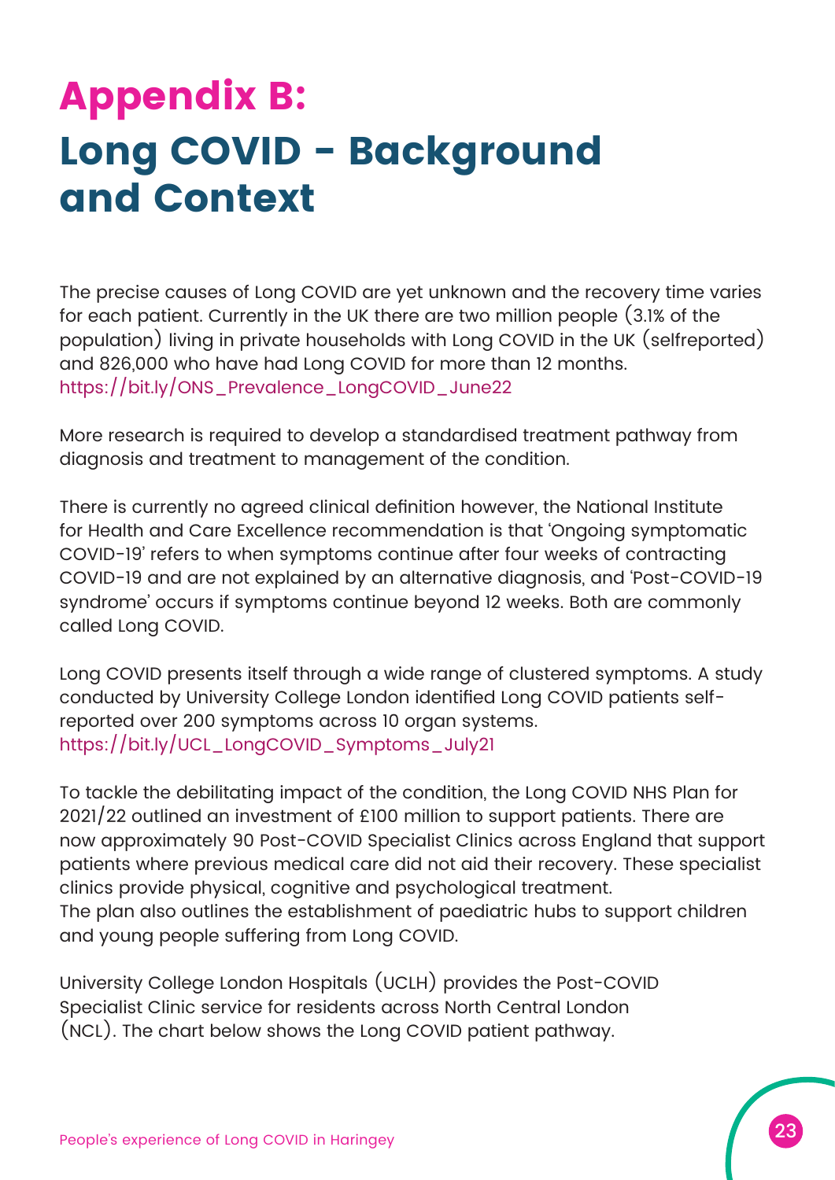# Appendix B:

# Long COVID - Background and Context

The precise causes of Long COVID are yet unknown and the recovery time varies for each patient. Currently in the UK there are two million people (3.1% of the population) living in private households with Long COVID in the UK (selfreported) and 826,000 who have had Long COVID for more than 12 months. https://bit.ly/ONS_Prevalence_LongCOVID_June22

More research is required to develop a standardised treatment pathway from diagnosis and treatment to management of the condition.

There is currently no agreed clinical definition however, the National Institute for Health and Care Excellence recommendation is that 'Ongoing symptomatic COVID-19' refers to when symptoms continue after four weeks of contracting COVID-19 and are not explained by an alternative diagnosis, and 'Post-COVID-19 syndrome' occurs if symptoms continue beyond 12 weeks. Both are commonly called Long COVID.

Long COVID presents itself through a wide range of clustered symptoms. A study conducted by University College London identified Long COVID patients self-reported over 200 symptoms across 10 organ systems. https://bit.ly/UCL_LongCOVID_Symptoms_July21

To tackle the debilitating impact of the condition, the Long COVID NHS Plan for 2021/22 outlined an investment of £100 million to support patients. There are now approximately 90 Post-COVID Specialist Clinics across England that support patients where previous medical care did not aid their recovery. These specialist clinics provide physical, cognitive and psychological treatment.
The plan also outlines the establishment of paediatric hubs to support children and young people suffering from Long COVID.

University College London Hospitals (UCLH) provides the Post-COVID Specialist Clinic service for residents across North Central London (NCL). The chart below shows the Long COVID patient pathway.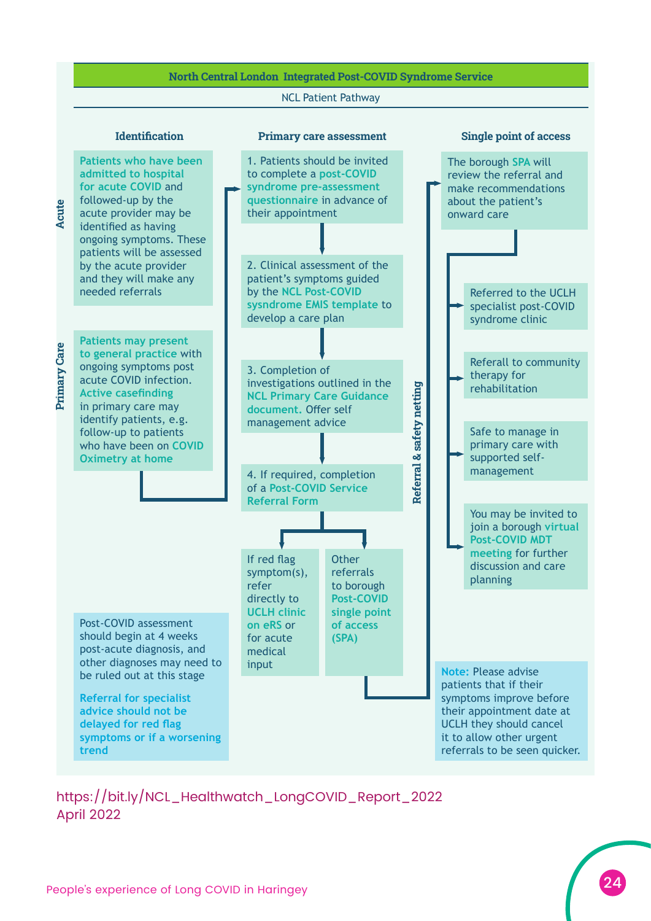## North Central London Integrated Post-COVID Syndrome Service

NCL Patient Pathway

### Identification

**Acute**

Patients who have been admitted to hospital for acute COVID and followed-up by the acute provider may be identified as having ongoing symptoms. These patients will be assessed by the acute provider and they will make any needed referrals

**Primary Care**

Patients may present to general practice with ongoing symptoms post acute COVID infection. Active casefinding in primary care may identify patients, e.g. follow-up to patients who have been on COVID Oximetry at home

### Primary care assessment

1. Patients should be invited to complete a post-COVID syndrome pre-assessment questionnaire in advance of their appointment
2. Clinical assessment of the patient's symptoms guided by the NCL Post-COVID sysndrome EMIS template to develop a care plan
3. Completion of investigations outlined in the NCL Primary Care Guidance document. Offer self management advice
4. If required, completion of a Post-COVID Service Referral Form

- If red flag symptom(s), refer directly to UCLH clinic on eRS or for acute medical input
- Other referrals to borough Post-COVID single point of access (SPA)

**Referral & safety netting**

### Single point of access

The borough SPA will review the referral and make recommendations about the patient's onward care

- Referred to the UCLH specialist post-COVID syndrome clinic
- Referall to community therapy for rehabilitation
- Safe to manage in primary care with supported self-management
- You may be invited to join a borough virtual Post-COVID MDT meeting for further discussion and care planning

Post-COVID assessment should begin at 4 weeks post-acute diagnosis, and other diagnoses may need to be ruled out at this stage

Referral for specialist advice should not be delayed for red flag symptoms or if a worsening trend

**Note:** Please advise patients that if their symptoms improve before their appointment date at UCLH they should cancel it to allow other urgent referrals to be seen quicker.

https://bit.ly/NCL_Healthwatch_LongCOVID_Report_2022
April 2022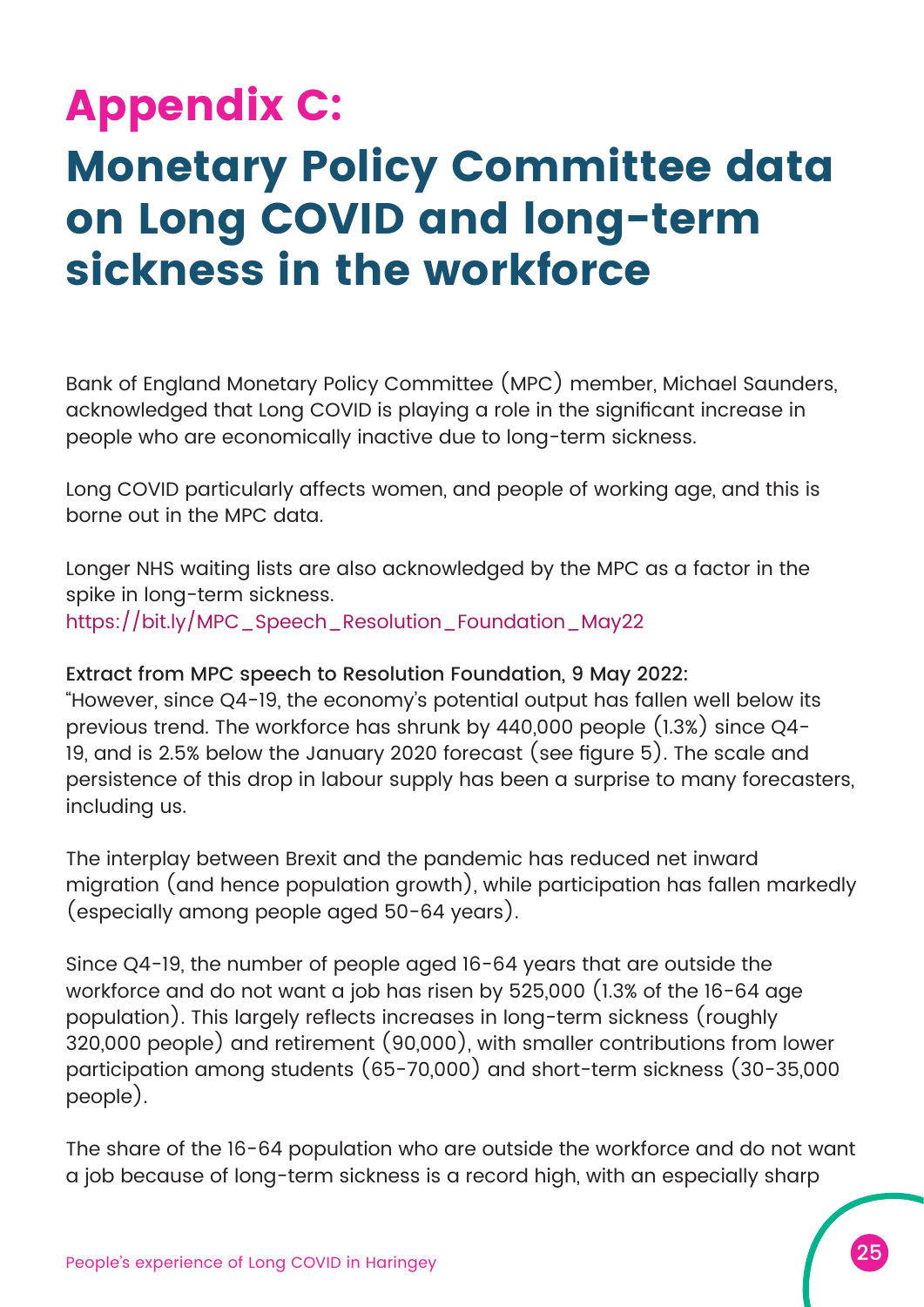# Appendix C:

## Monetary Policy Committee data on Long COVID and long-term sickness in the workforce

Bank of England Monetary Policy Committee (MPC) member, Michael Saunders, acknowledged that Long COVID is playing a role in the significant increase in people who are economically inactive due to long-term sickness.

Long COVID particularly affects women, and people of working age, and this is borne out in the MPC data.

Longer NHS waiting lists are also acknowledged by the MPC as a factor in the spike in long-term sickness.
https://bit.ly/MPC_Speech_Resolution_Foundation_May22

Extract from MPC speech to Resolution Foundation, 9 May 2022:
"However, since Q4-19, the economy's potential output has fallen well below its previous trend. The workforce has shrunk by 440,000 people (1.3%) since Q4-19, and is 2.5% below the January 2020 forecast (see figure 5). The scale and persistence of this drop in labour supply has been a surprise to many forecasters, including us.

The interplay between Brexit and the pandemic has reduced net inward migration (and hence population growth), while participation has fallen markedly (especially among people aged 50-64 years).

Since Q4-19, the number of people aged 16-64 years that are outside the workforce and do not want a job has risen by 525,000 (1.3% of the 16-64 age population). This largely reflects increases in long-term sickness (roughly 320,000 people) and retirement (90,000), with smaller contributions from lower participation among students (65-70,000) and short-term sickness (30-35,000 people).

The share of the 16-64 population who are outside the workforce and do not want a job because of long-term sickness is a record high, with an especially sharp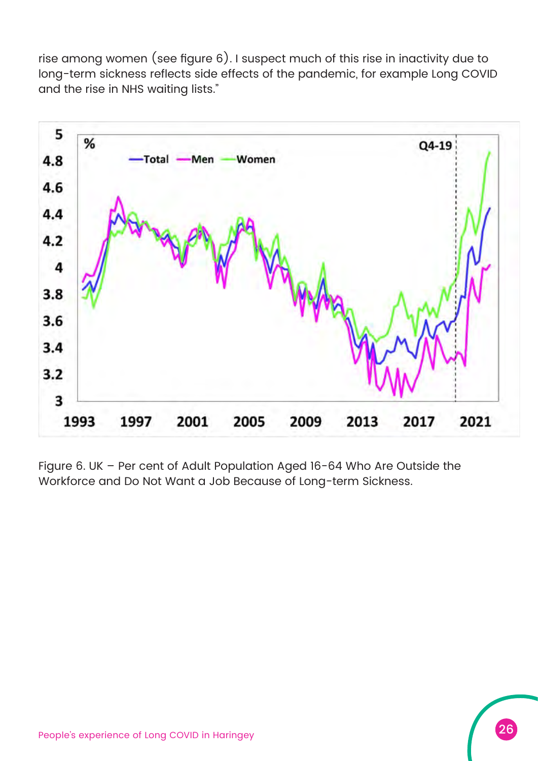rise among women (see figure 6). I suspect much of this rise in inactivity due to long-term sickness reflects side effects of the pandemic, for example Long COVID and the rise in NHS waiting lists."

Figure 6. UK – Per cent of Adult Population Aged 16-64 Who Are Outside the Workforce and Do Not Want a Job Because of Long-term Sickness.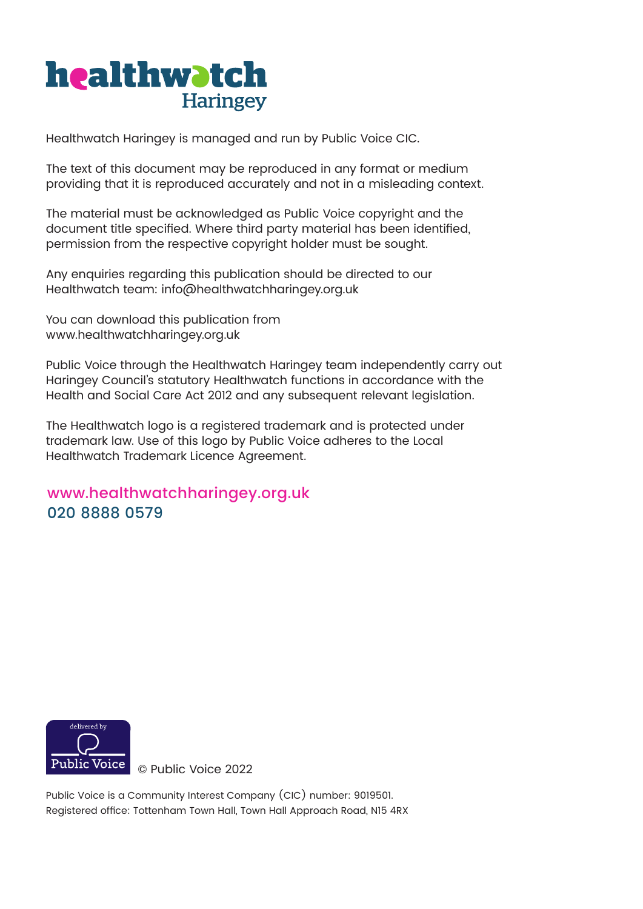healthwatch Haringey

Healthwatch Haringey is managed and run by Public Voice CIC.

The text of this document may be reproduced in any format or medium providing that it is reproduced accurately and not in a misleading context.

The material must be acknowledged as Public Voice copyright and the document title specified. Where third party material has been identified, permission from the respective copyright holder must be sought.

Any enquiries regarding this publication should be directed to our Healthwatch team: info@healthwatchharingey.org.uk

You can download this publication from www.healthwatchharingey.org.uk

Public Voice through the Healthwatch Haringey team independently carry out Haringey Council's statutory Healthwatch functions in accordance with the Health and Social Care Act 2012 and any subsequent relevant legislation.

The Healthwatch logo is a registered trademark and is protected under trademark law. Use of this logo by Public Voice adheres to the Local Healthwatch Trademark Licence Agreement.

www.healthwatchharingey.org.uk
020 8888 0579

delivered by Public Voice

© Public Voice 2022

Public Voice is a Community Interest Company (CIC) number: 9019501.
Registered office: Tottenham Town Hall, Town Hall Approach Road, N15 4RX